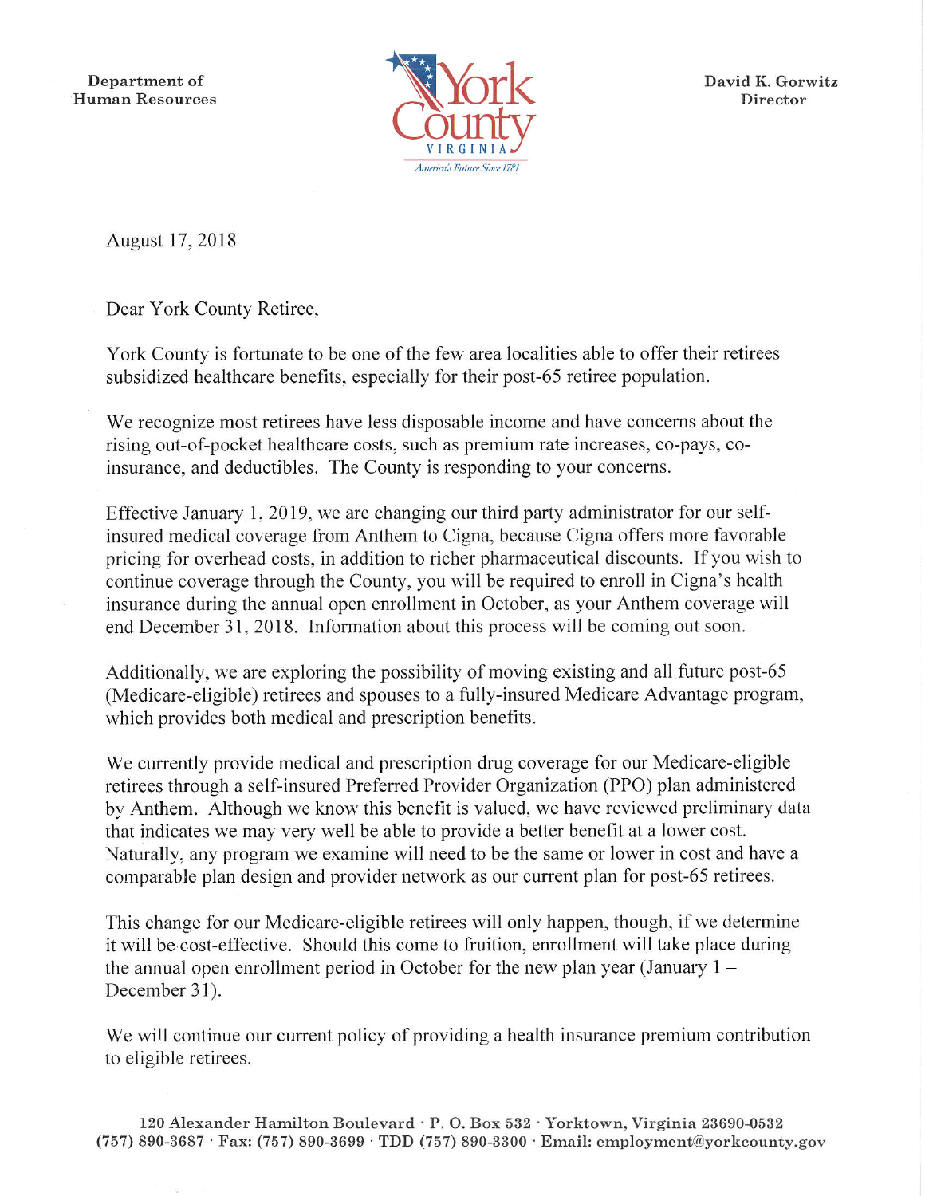Department of
Human Resources

York County
VIRGINIA
*America's Future Since 1781*

David K. Gorwitz
Director

August 17, 2018

Dear York County Retiree,

York County is fortunate to be one of the few area localities able to offer their retirees subsidized healthcare benefits, especially for their post-65 retiree population.

We recognize most retirees have less disposable income and have concerns about the rising out-of-pocket healthcare costs, such as premium rate increases, co-pays, co-insurance, and deductibles. The County is responding to your concerns.

Effective January 1, 2019, we are changing our third party administrator for our self-insured medical coverage from Anthem to Cigna, because Cigna offers more favorable pricing for overhead costs, in addition to richer pharmaceutical discounts. If you wish to continue coverage through the County, you will be required to enroll in Cigna's health insurance during the annual open enrollment in October, as your Anthem coverage will end December 31, 2018. Information about this process will be coming out soon.

Additionally, we are exploring the possibility of moving existing and all future post-65 (Medicare-eligible) retirees and spouses to a fully-insured Medicare Advantage program, which provides both medical and prescription benefits.

We currently provide medical and prescription drug coverage for our Medicare-eligible retirees through a self-insured Preferred Provider Organization (PPO) plan administered by Anthem. Although we know this benefit is valued, we have reviewed preliminary data that indicates we may very well be able to provide a better benefit at a lower cost. Naturally, any program we examine will need to be the same or lower in cost and have a comparable plan design and provider network as our current plan for post-65 retirees.

This change for our Medicare-eligible retirees will only happen, though, if we determine it will be cost-effective. Should this come to fruition, enrollment will take place during the annual open enrollment period in October for the new plan year (January 1 – December 31).

We will continue our current policy of providing a health insurance premium contribution to eligible retirees.

120 Alexander Hamilton Boulevard · P. O. Box 532 · Yorktown, Virginia 23690-0532
(757) 890-3687 · Fax: (757) 890-3699 · TDD (757) 890-3300 · Email: employment@yorkcounty.gov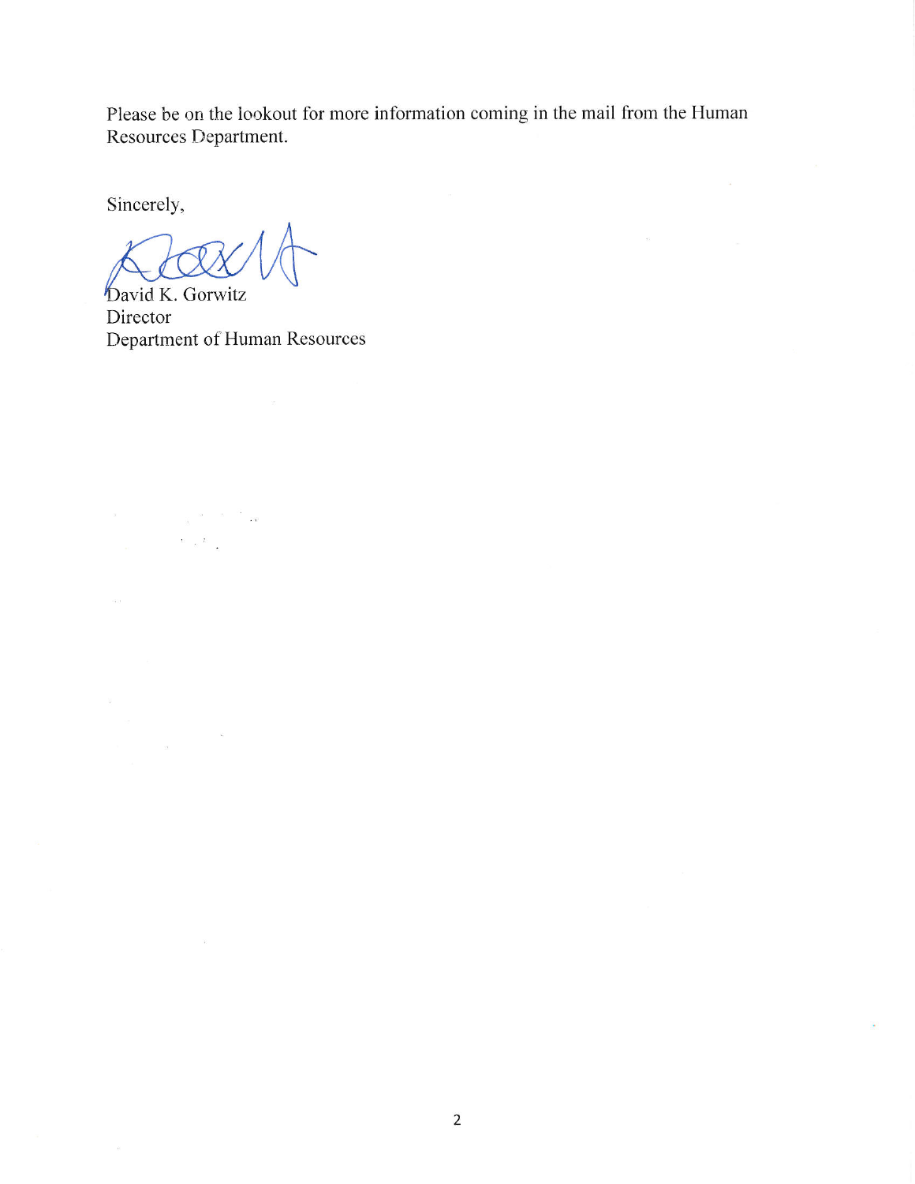Please be on the lookout for more information coming in the mail from the Human Resources Department.

Sincerely,

David K. Gorwitz
Director
Department of Human Resources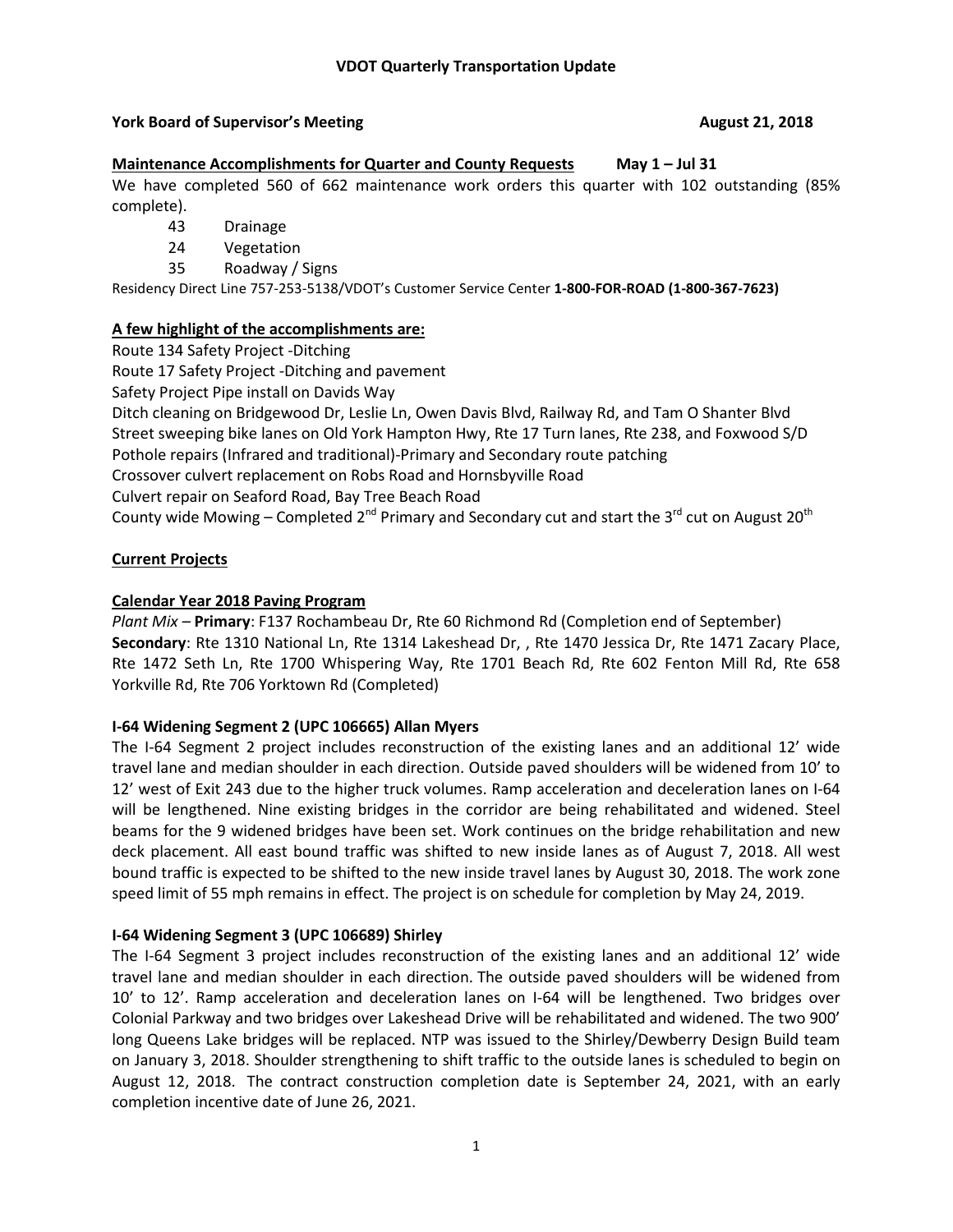**VDOT Quarterly Transportation Update**

**York Board of Supervisor's Meeting** **August 21, 2018**

**Maintenance Accomplishments for Quarter and County Requests** **May 1 – Jul 31**

We have completed 560 of 662 maintenance work orders this quarter with 102 outstanding (85% complete).

- 43 Drainage
- 24 Vegetation
- 35 Roadway / Signs

Residency Direct Line 757-253-5138/VDOT's Customer Service Center **1-800-FOR-ROAD (1-800-367-7623)**

**A few highlight of the accomplishments are:**

Route 134 Safety Project -Ditching
Route 17 Safety Project -Ditching and pavement
Safety Project Pipe install on Davids Way
Ditch cleaning on Bridgewood Dr, Leslie Ln, Owen Davis Blvd, Railway Rd, and Tam O Shanter Blvd
Street sweeping bike lanes on Old York Hampton Hwy, Rte 17 Turn lanes, Rte 238, and Foxwood S/D
Pothole repairs (Infrared and traditional)-Primary and Secondary route patching
Crossover culvert replacement on Robs Road and Hornsbyville Road
Culvert repair on Seaford Road, Bay Tree Beach Road
County wide Mowing – Completed 2nd Primary and Secondary cut and start the 3rd cut on August 20th

**Current Projects**

**Calendar Year 2018 Paving Program**

*Plant Mix* – **Primary**: F137 Rochambeau Dr, Rte 60 Richmond Rd (Completion end of September)
**Secondary**: Rte 1310 National Ln, Rte 1314 Lakeshead Dr, , Rte 1470 Jessica Dr, Rte 1471 Zacary Place, Rte 1472 Seth Ln, Rte 1700 Whispering Way, Rte 1701 Beach Rd, Rte 602 Fenton Mill Rd, Rte 658 Yorkville Rd, Rte 706 Yorktown Rd (Completed)

**I-64 Widening Segment 2 (UPC 106665) Allan Myers**

The I-64 Segment 2 project includes reconstruction of the existing lanes and an additional 12' wide travel lane and median shoulder in each direction. Outside paved shoulders will be widened from 10' to 12' west of Exit 243 due to the higher truck volumes. Ramp acceleration and deceleration lanes on I-64 will be lengthened. Nine existing bridges in the corridor are being rehabilitated and widened. Steel beams for the 9 widened bridges have been set. Work continues on the bridge rehabilitation and new deck placement. All east bound traffic was shifted to new inside lanes as of August 7, 2018. All west bound traffic is expected to be shifted to the new inside travel lanes by August 30, 2018. The work zone speed limit of 55 mph remains in effect. The project is on schedule for completion by May 24, 2019.

**I-64 Widening Segment 3 (UPC 106689) Shirley**

The I-64 Segment 3 project includes reconstruction of the existing lanes and an additional 12' wide travel lane and median shoulder in each direction. The outside paved shoulders will be widened from 10' to 12'. Ramp acceleration and deceleration lanes on I-64 will be lengthened. Two bridges over Colonial Parkway and two bridges over Lakeshead Drive will be rehabilitated and widened. The two 900' long Queens Lake bridges will be replaced. NTP was issued to the Shirley/Dewberry Design Build team on January 3, 2018. Shoulder strengthening to shift traffic to the outside lanes is scheduled to begin on August 12, 2018. The contract construction completion date is September 24, 2021, with an early completion incentive date of June 26, 2021.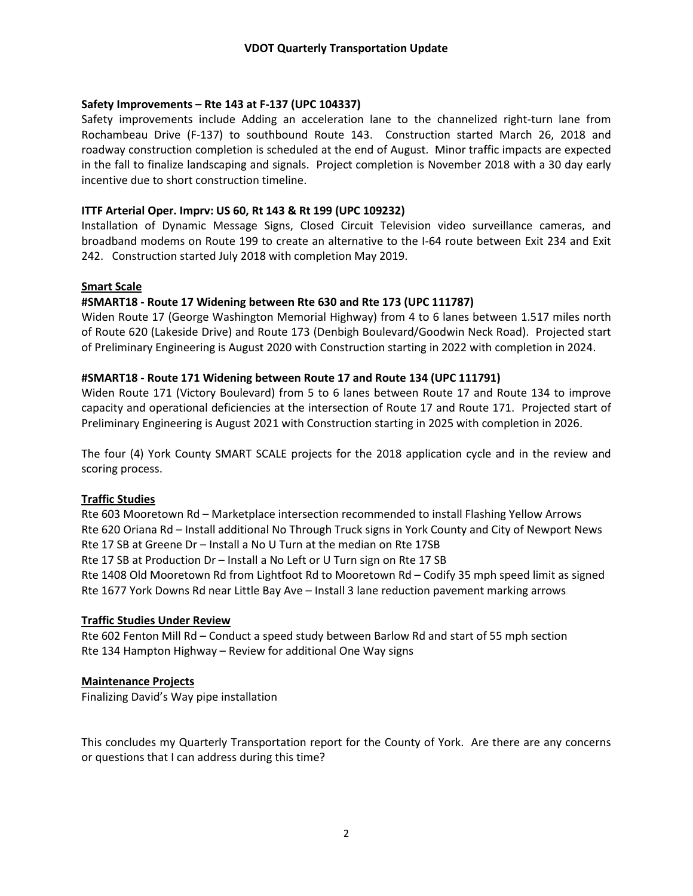**Safety Improvements – Rte 143 at F-137 (UPC 104337)**

Safety improvements include Adding an acceleration lane to the channelized right-turn lane from Rochambeau Drive (F-137) to southbound Route 143. Construction started March 26, 2018 and roadway construction completion is scheduled at the end of August. Minor traffic impacts are expected in the fall to finalize landscaping and signals. Project completion is November 2018 with a 30 day early incentive due to short construction timeline.

**ITTF Arterial Oper. Imprv: US 60, Rt 143 & Rt 199 (UPC 109232)**

Installation of Dynamic Message Signs, Closed Circuit Television video surveillance cameras, and broadband modems on Route 199 to create an alternative to the I-64 route between Exit 234 and Exit 242. Construction started July 2018 with completion May 2019.

**Smart Scale**

**#SMART18 - Route 17 Widening between Rte 630 and Rte 173 (UPC 111787)**

Widen Route 17 (George Washington Memorial Highway) from 4 to 6 lanes between 1.517 miles north of Route 620 (Lakeside Drive) and Route 173 (Denbigh Boulevard/Goodwin Neck Road). Projected start of Preliminary Engineering is August 2020 with Construction starting in 2022 with completion in 2024.

**#SMART18 - Route 171 Widening between Route 17 and Route 134 (UPC 111791)**

Widen Route 171 (Victory Boulevard) from 5 to 6 lanes between Route 17 and Route 134 to improve capacity and operational deficiencies at the intersection of Route 17 and Route 171. Projected start of Preliminary Engineering is August 2021 with Construction starting in 2025 with completion in 2026.

The four (4) York County SMART SCALE projects for the 2018 application cycle and in the review and scoring process.

**Traffic Studies**

Rte 603 Mooretown Rd – Marketplace intersection recommended to install Flashing Yellow Arrows
Rte 620 Oriana Rd – Install additional No Through Truck signs in York County and City of Newport News
Rte 17 SB at Greene Dr – Install a No U Turn at the median on Rte 17SB
Rte 17 SB at Production Dr – Install a No Left or U Turn sign on Rte 17 SB
Rte 1408 Old Mooretown Rd from Lightfoot Rd to Mooretown Rd – Codify 35 mph speed limit as signed
Rte 1677 York Downs Rd near Little Bay Ave – Install 3 lane reduction pavement marking arrows

**Traffic Studies Under Review**

Rte 602 Fenton Mill Rd – Conduct a speed study between Barlow Rd and start of 55 mph section
Rte 134 Hampton Highway – Review for additional One Way signs

**Maintenance Projects**

Finalizing David's Way pipe installation

This concludes my Quarterly Transportation report for the County of York. Are there are any concerns or questions that I can address during this time?